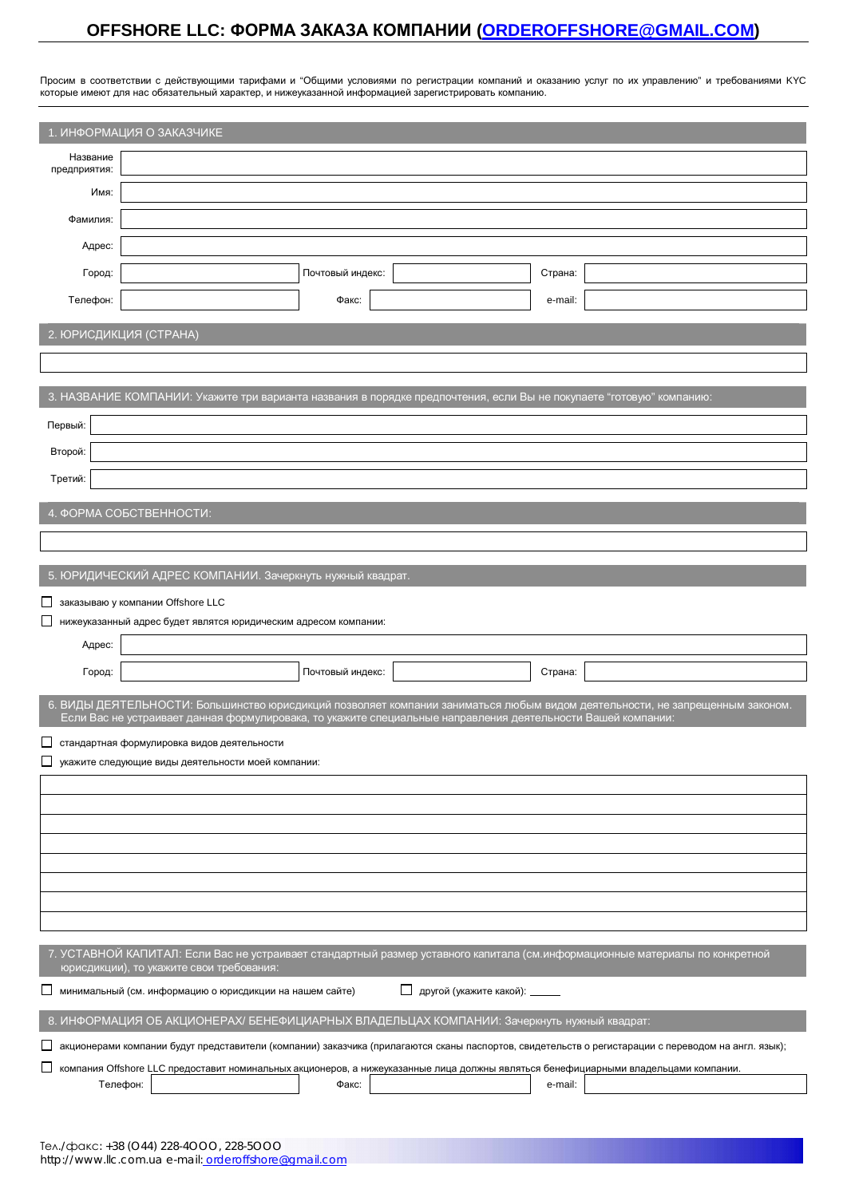# OFFSHORE LLC: ФОРМА ЗАКАЗА КОМПАНИИ (ORDEROFFSHORE@GMAIL.COM)

Просим в соответствии с действующими тарифами и "Общими условиями по регистрации компаний и оказанию услуг по их управлению" и требованиями KYC которые имеют для нас обязательный характер, и нижеуказанной информацией зарегистрировать компанию.

## 1. ИНФОРМАЦИЯ О ЗАКАЗЧИКЕ

Название предприятия:

Имя:

Фамилия:

Адрес:

Город: Почтовый индекс: Страна:

Телефон: Факс: e-mail:

## 2. ЮРИСДИКЦИЯ (СТРАНА)

## 3. НАЗВАНИЕ КОМПАНИИ: Укажите три варианта названия в порядке предпочтения, если Вы не покупаете "готовую" компанию:

Первый:

Второй:

Третий:

## 4. ФОРМА СОБСТВЕННОСТИ:

## 5. ЮРИДИЧЕСКИЙ АДРЕС КОМПАНИИ. Зачеркнуть нужный квадрат.

- ☐ заказываю у компании Offshore LLC
- ☐ нижеуказанный адрес будет являтся юридическим адресом компании:

Адрес:

Город: Почтовый индекс: Страна:

## 6. ВИДЫ ДЕЯТЕЛЬНОСТИ: Большинство юрисдикций позволяет компании заниматься любым видом деятельности, не запрещенным законом. Если Вас не устраивает данная формулироавка, то укажите специальные направления деятельности Вашей компании:

- ☐ стандартная формулировка видов деятельности
- ☐ укажите следующие виды деятельности моей компании:

## 7. УСТАВНОЙ КАПИТАЛ: Если Вас не устраивает стандартный размер уставного капитала (см.информационные материалы по конкретной юрисдикции), то укажите свои требования:

- ☐ минимальный (см. информацию о юрисдикции на нашем сайте)
- ☐ другой (укажите какой): ______

## 8. ИНФОРМАЦИЯ ОБ АКЦИОНЕРАХ/ БЕНЕФИЦИАРНЫХ ВЛАДЕЛЬЦАХ КОМПАНИИ: Зачеркнуть нужный квадрат:

- ☐ акционерами компании будут представители (компании) заказчика (прилагаются сканы паспортов, свидетельств о регистарции с переводом на англ. язык);
- ☐ компания Offshore LLC предоставит номинальных акционеров, а нижеуказанные лица должны являться бенефициарными владельцами компании.

Телефон: Факс: e-mail:

Тел./факс: +38 (044) 228-4000, 228-5000
http://www.llc.com.ua e-mail: orderoffshore@gmail.com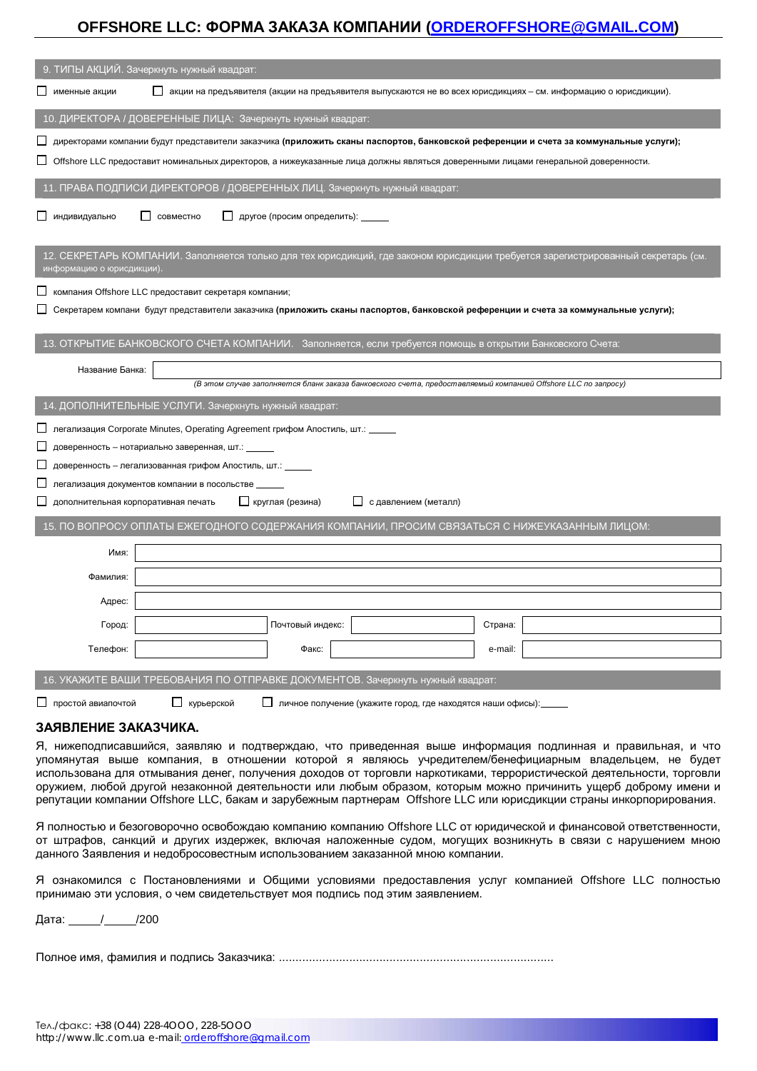# OFFSHORE LLC: ФОРМА ЗАКАЗА КОМПАНИИ (ORDEROFFSHORE@GMAIL.COM)

## 9. ТИПЫ АКЦИЙ. Зачеркнуть нужный квадрат:

☐ именные акции ☐ акции на предъявителя (акции на предъявителя выпускаются не во всех юрисдикциях – см. информацию о юрисдикции).

## 10. ДИРЕКТОРА / ДОВЕРЕННЫЕ ЛИЦА: Зачеркнуть нужный квадрат:

☐ директорами компании будут представители заказчика **(приложить сканы паспортов, банковской референции и счета за коммунальные услуги);**

☐ Offshore LLC предоставит номинальных директоров, а нижеуказанные лица должны являться доверенными лицами генеральной доверенности.

## 11. ПРАВА ПОДПИСИ ДИРЕКТОРОВ / ДОВЕРЕННЫХ ЛИЦ. Зачеркнуть нужный квадрат:

☐ индивидуально ☐ совместно ☐ другое (просим определить): ______

## 12. СЕКРЕТАРЬ КОМПАНИИ. Заполняется только для тех юрисдикций, где законом юрисдикции требуется зарегистрированный секретарь (см. информацию о юрисдикции).

☐ компания Offshore LLC предоставит секретаря компании;

☐ Секретарем компани будут представители заказчика **(приложить сканы паспортов, банковской референции и счета за коммунальные услуги);**

## 13. ОТКРЫТИЕ БАНКОВСКОГО СЧЕТА КОМПАНИИ. Заполняется, если требуется помощь в открытии Банковского Счета:

Название Банка: ______

*(В этом случае заполняется бланк заказа банковского счета, предоставляемый компанией Offshore LLC по запросу)*

## 14. ДОПОЛНИТЕЛЬНЫЕ УСЛУГИ. Зачеркнуть нужный квадрат:

☐ легализация Corporate Minutes, Operating Agreement грифом Апостиль, шт.: ______

☐ доверенность – нотариально заверенная, шт.: ______

☐ доверенность – легализованная грифом Апостиль, шт.: ______

☐ легализация документов компании в посольстве ______

☐ дополнительная корпоративная печать ☐ круглая (резина) ☐ с давлением (металл)

## 15. ПО ВОПРОСУ ОПЛАТЫ ЕЖЕГОДНОГО СОДЕРЖАНИЯ КОМПАНИИ, ПРОСИМ СВЯЗАТЬСЯ С НИЖЕУКАЗАННЫМ ЛИЦОМ:

| | | | | | |
|---|---|---|---|---|---|
| Имя: | | | | | |
| Фамилия: | | | | | |
| Адрес: | | | | | |
| Город: | | Почтовый индекс: | | Страна: | |
| Телефон: | | Факс: | | e-mail: | |

## 16. УКАЖИТЕ ВАШИ ТРЕБОВАНИЯ ПО ОТПРАВКЕ ДОКУМЕНТОВ. Зачеркнуть нужный квадрат:

☐ простой авиапочтой ☐ курьерской ☐ личное получение (укажите город, где находятся наши офисы): ______

## ЗАЯВЛЕНИЕ ЗАКАЗЧИКА.

Я, нижеподписавшийся, заявляю и подтверждаю, что приведенная выше информация подлинная и правильная, и что упомянутая выше компания, в отношении которой я являюсь учредителем/бенефициарным владельцем, не будет использована для отмывания денег, получения доходов от торговли наркотиками, террористической деятельности, торговли оружием, любой другой незаконной деятельности или любым образом, которым можно причинить ущерб доброму имени и репутации компании Offshore LLC, бакам и зарубежным партнерам Offshore LLC или юрисдикции страны инкорпорирования.

Я полностью и безоговорочно освобождаю компанию компанию Offshore LLC от юридической и финансовой ответственности, от штрафов, санкций и других издержек, включая наложенные судом, могущих возникнуть в связи с нарушением мною данного Заявления и недобросовестным использованием заказанной мною компании.

Я ознакомился с Постановлениями и Общими условиями предоставления услуг компанией Offshore LLC полностью принимаю эти условия, о чем свидетельствует моя подпись под этим заявлением.

Дата: _____/_____/200

Полное имя, фамилия и подпись Заказчика: ..................................................................................

Тел./факс: +38 (044) 228-4000, 228-5000
http://www.llc.com.ua e-mail: orderoffshore@gmail.com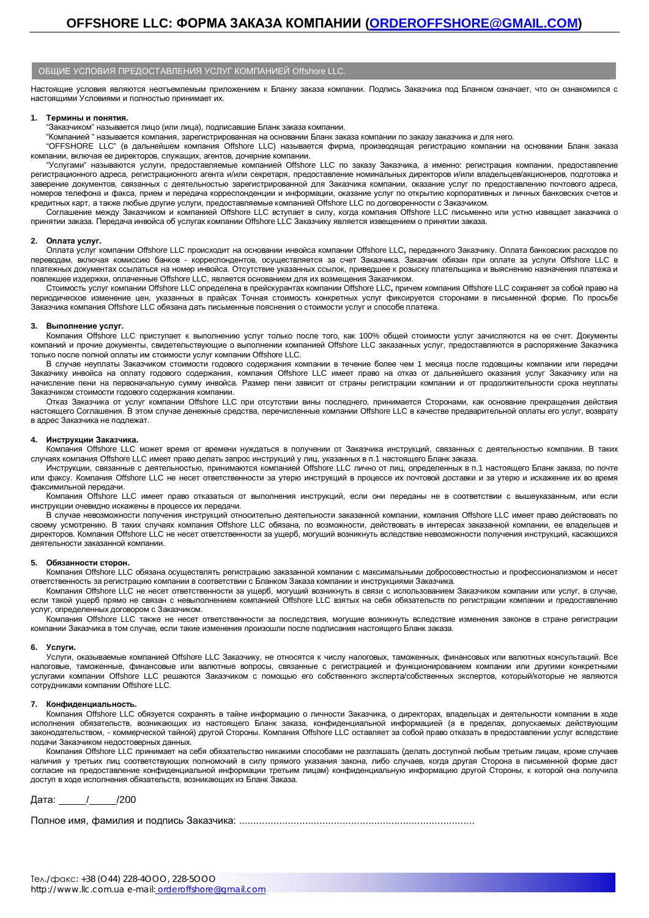# OFFSHORE LLC: ФОРМА ЗАКАЗА КОМПАНИИ (ORDEROFFSHORE@GMAIL.COM)

## ОБЩИЕ УСЛОВИЯ ПРЕДОСТАВЛЕНИЯ УСЛУГ КОМПАНИЕЙ Offshore LLC.

Настоящие условия являются неотъемлемым приложением к Бланку заказа компании. Подпись Заказчика под Бланком означает, что он ознакомился с настоящими Условиями и полностью принимает их.

**1. Термины и понятия.**

"Заказчиком" называется лицо (или лица), подписавшие Бланк заказа компании.

"Компанией " называется компания, зарегистрированная на основании Бланк заказа компании по заказу заказчика и для него.

"OFFSHORE LLC" (в дальнейшем компания Offshore LLC) называется фирма, производящая регистрацию компании на основании Бланк заказа компании, включая ее директоров, служащих, агентов, дочерние компании.

"Услугами" называются услуги, предоставляемые компанией Offshore LLC по заказу Заказчика, а именно: регистрация компании, предоставление регистрационного адреса, регистрационного агента и/или секретаря, предоставление номинальных директоров и/или владельцев/акционеров, подготовка и заверение документов, связанных с деятельностью зарегистрированной для Заказчика компании, оказание услуг по предоставлению почтового адреса, номеров телефона и факса, прием и передача корреспонденции и информации, оказание услуг по открытию корпоративных и личных банковских счетов и кредитных карт, а также любые другие услуги, предоставляемые компанией Offshore LLC по договоренности с Заказчиком.

Соглашение между Заказчиком и компанией Offshore LLC вступает в силу, когда компания Offshore LLC письменно или устно извещает заказчика о принятии заказа. Передача инвойса об услугах компании Offshore LLC Заказчику является извещением о принятии заказа.

**2. Оплата услуг.**

Оплата услуг компании Offshore LLC происходит на основании инвойса компании Offshore LLC**,** переданного Заказчику. Оплата банковских расходов по переводам, включая комиссию банков - корреспондентов, осуществляется за счет Заказчика. Заказчик обязан при оплате за услуги Offshore LLC в платежных документах ссылаться на номер инвойса. Отсутствие указанных ссылок, приведшее к розыску плательщика и выяснению назначения платежа и повлекшее издержки, оплаченные Offshore LLC, является основанием для их возмещения Заказчиком.

Стоимость услуг компании Offshore LLC определена в прейскурантах компании Offshore LLC**,** причем компания Offshore LLC сохраняет за собой право на периодическое изменение цен, указанных в прайсах Точная стоимость конкретных услуг фиксируется сторонами в письменной форме. По просьбе Заказчика компания Offshore LLC обязана дать письменные пояснения о стоимости услуг и способе платежа.

**3. Выполнение услуг.**

Компания Offshore LLC приступает к выполнению услуг только после того, как 100% общей стоимости услуг зачисляются на ее счет. Документы компаний и прочие документы, свидетельствующие о выполнении компанией Offshore LLC заказанных услуг, предоставляются в распоряжение Заказчика только после полной оплаты им стоимости услуг компании Offshore LLC.

В случае неуплаты Заказчиком стоимости годового содержания компании в течение более чем 1 месяца после годовщины компании или передачи Заказчику инвойса на оплату годового содержания, компания Offshore LLC имеет право на отказ от дальнейшего оказания услуг Заказчику или на начисление пени на первоначальную сумму инвойса. Размер пени зависит от страны регистрации компании и от продолжительности срока неуплаты Заказчиком стоимости годового содержания компании.

Отказ Заказчика от услуг компании Offshore LLC при отсутствии вины последнего, принимается Сторонами, как основание прекращения действия настоящего Соглашения. В этом случае денежные средства, перечисленные компании Offshore LLC в качестве предварительной оплаты его услуг, возврату в адрес Заказчика не подлежат.

**4. Инструкции Заказчика.**

Компания Offshore LLC может время от времени нуждаться в получении от Заказчика инструкций, связанных с деятельностью компании. В таких случаях компания Offshore LLC имеет право делать запрос инструкций у лиц, указанных в п.1 настоящего Бланк заказа.

Инструкции, связанные с деятельностью, принимаются компанией Offshore LLC лично от лиц, определенных в п.1 настоящего Бланк заказа, по почте или факсу. Компания Offshore LLC не несет ответственности за утерю инструкций в процессе их почтовой доставки и за утерю и искажение их во время факсимильной передачи.

Компания Offshore LLC имеет право отказаться от выполнения инструкций, если они переданы не в соответствии с вышеуказанным, или если инструкции очевидно искажены в процессе их передачи.

В случае невозможности получения инструкций относительно деятельности заказанной компании, компания Offshore LLC имеет право действовать по своему усмотрению. В таких случаях компания Offshore LLC обязана, по возможности, действовать в интересах заказанной компании, ее владельцев и директоров. Компания Offshore LLC не несет ответственности за ущерб, могущий возникнуть вследствие невозможности получения инструкций, касающихся деятельности заказанной компании.

**5. Обязанности сторон.**

Компания Offshore LLC обязана осуществлять регистрацию заказанной компании с максимальными добросовестностью и профессионализмом и несет ответственность за регистрацию компании в соответствии с Бланком Заказа компании и инструкциями Заказчика.

Компания Offshore LLC не несет ответственности за ущерб, могущий возникнуть в связи с использованием Заказчиком компании или услуг, в случае, если такой ущерб прямо не связан с невыполнением компанией Offshore LLC взятых на себя обязательств по регистрации компании и предоставлению услуг, определенных договором с Заказчиком.

Компания Offshore LLC также не несет ответственности за последствия, могущие возникнуть вследствие изменения законов в стране регистрации компании Заказчика в том случае, если такие изменения произошли после подписания настоящего Бланк заказа.

**6. Услуги.**

Услуги, оказываемые компанией Offshore LLC Заказчику, не относятся к числу налоговых, таможенных, финансовых или валютных консультаций. Все налоговые, таможенные, финансовые или валютные вопросы, связанные с регистрацией и функционированием компании или другими конкретными услугами компании Offshore LLC решаются Заказчиком с помощью его собственного эксперта/собственных экспертов, который/которые не являются сотрудниками компании Offshore LLC.

**7. Конфиденциальность.**

Компания Offshore LLC обязуется сохранять в тайне информацию о личности Заказчика, о директорах, владельцах и деятельности компании в ходе исполнения обязательств, возникающих из настоящего Бланк заказа, конфиденциальной информацией (а в пределах, допускаемых действующим законодательством, - коммерческой тайной) другой Стороны. Компания Offshore LLC оставляет за собой право отказать в предоставлении услуг вследствие подачи Заказчиком недостоверных данных.

Компания Offshore LLC принимает на себя обязательство никакими способами не разглашать (делать доступной любым третьим лицам, кроме случаев наличия у третьих лиц соответствующих полномочий в силу прямого указания закона, либо случаев, когда другая Сторона в письменной форме даст согласие на предоставление конфиденциальной информации третьим лицам) конфиденциальную информацию другой Стороны, к которой она получила доступ в ходе исполнения обязательств, возникающих из Бланк Заказа.

Дата: _____/_____/200

Полное имя, фамилия и подпись Заказчика: ..................................................................................

Тел./факс: +38 (044) 228-4000, 228-5000
http://www.llc.com.ua e-mail: orderoffshore@gmail.com